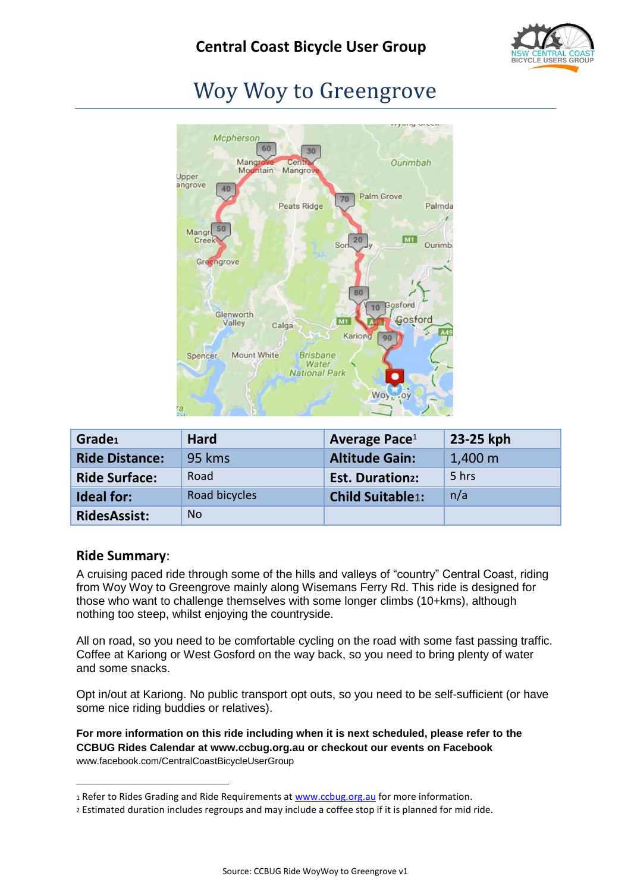## Central Coast Bicycle User Group

# Woy Woy to Greengrove

| Grade[1] | Hard | Average Pace[1] | 23-25 kph |
|---|---|---|---|
| **Ride Distance:** | 95 kms | **Altitude Gain:** | 1,400 m |
| **Ride Surface:** | Road | **Est. Duration[2]:** | 5 hrs |
| **Ideal for:** | Road bicycles | **Child Suitable[1]:** | n/a |
| **RidesAssist:** | No | | |

### Ride Summary:

A cruising paced ride through some of the hills and valleys of "country" Central Coast, riding from Woy Woy to Greengrove mainly along Wisemans Ferry Rd. This ride is designed for those who want to challenge themselves with some longer climbs (10+kms), although nothing too steep, whilst enjoying the countryside.

All on road, so you need to be comfortable cycling on the road with some fast passing traffic. Coffee at Kariong or West Gosford on the way back, so you need to bring plenty of water and some snacks.

Opt in/out at Kariong. No public transport opt outs, so you need to be self-sufficient (or have some nice riding buddies or relatives).

**For more information on this ride including when it is next scheduled, please refer to the CCBUG Rides Calendar at www.ccbug.org.au or checkout our events on Facebook**
www.facebook.com/CentralCoastBicycleUserGroup

---

[1] Refer to Rides Grading and Ride Requirements at www.ccbug.org.au for more information.
[2] Estimated duration includes regroups and may include a coffee stop if it is planned for mid ride.

Source: CCBUG Ride WoyWoy to Greengrove v1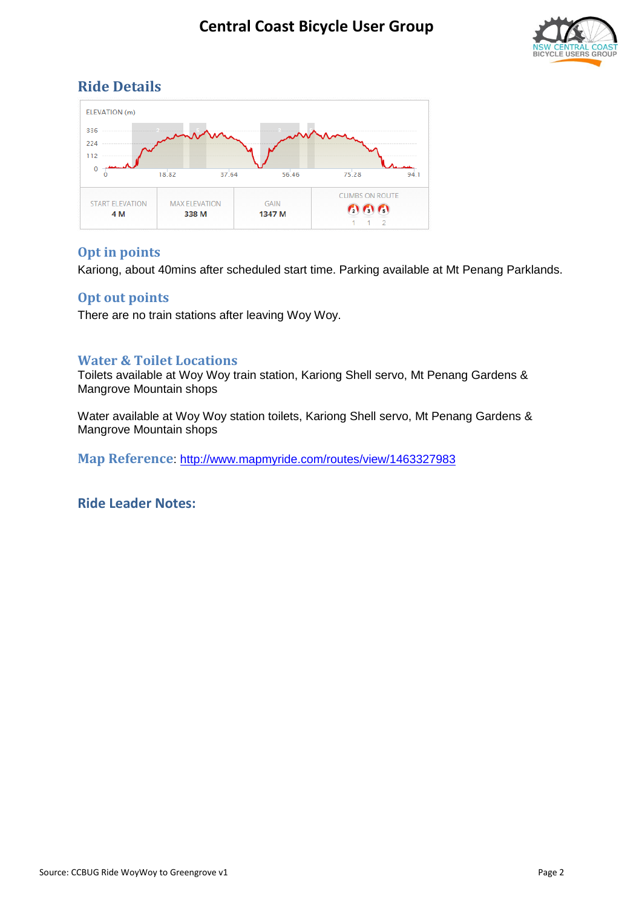## Ride Details

ELEVATION (m)

| START ELEVATION | MAX ELEVATION | GAIN | CLIMBS ON ROUTE |
|---|---|---|---|
| 4 M | 338 M | 1347 M | 1 1 2 |

## Opt in points

Kariong, about 40mins after scheduled start time. Parking available at Mt Penang Parklands.

## Opt out points

There are no train stations after leaving Woy Woy.

## Water & Toilet Locations

Toilets available at Woy Woy train station, Kariong Shell servo, Mt Penang Gardens & Mangrove Mountain shops

Water available at Woy Woy station toilets, Kariong Shell servo, Mt Penang Gardens & Mangrove Mountain shops

**Map Reference**: http://www.mapmyride.com/routes/view/1463327983

## Ride Leader Notes:

Source: CCBUG Ride WoyWoy to Greengrove v1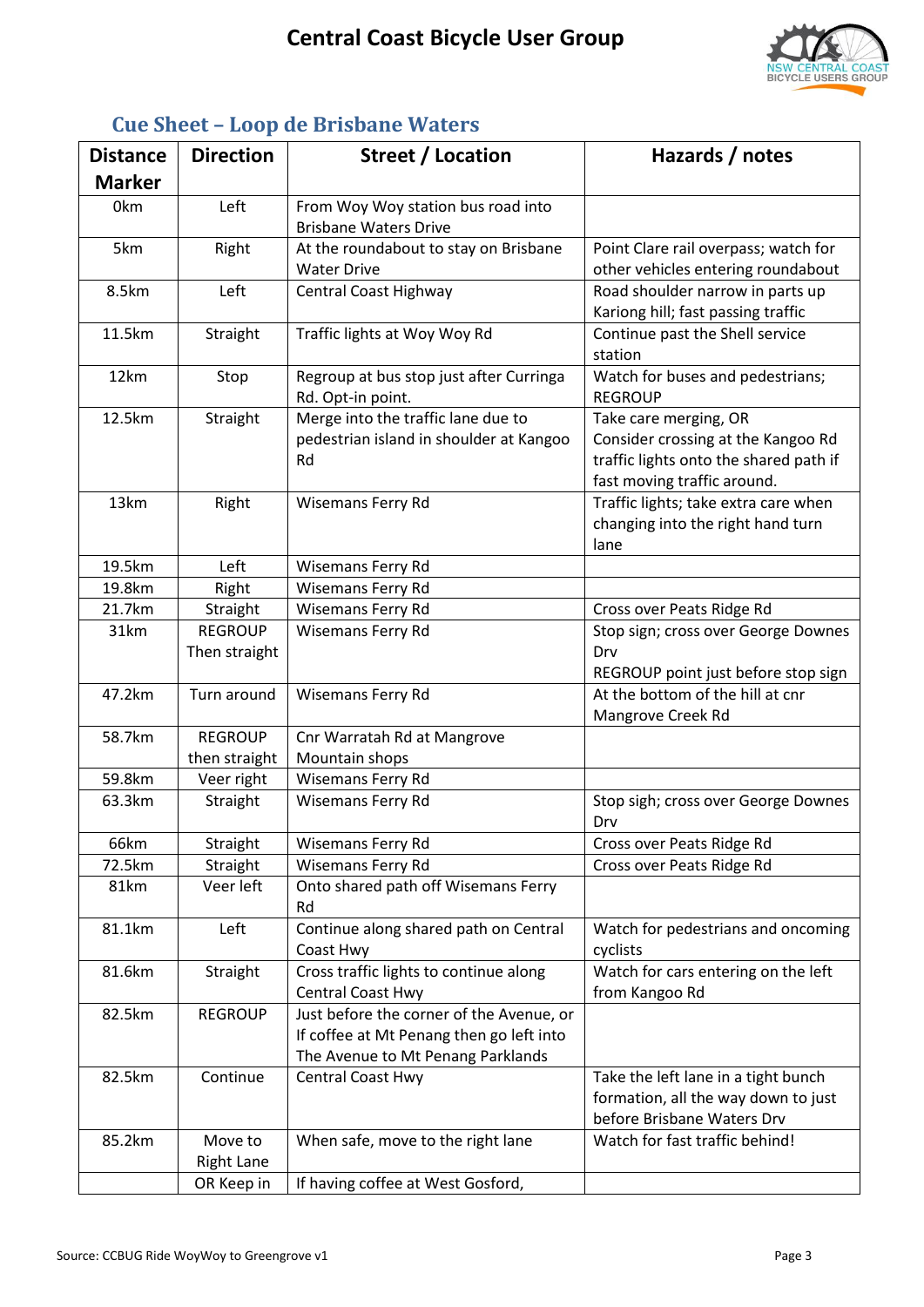# Central Coast Bicycle User Group

## Cue Sheet – Loop de Brisbane Waters

| Distance Marker | Direction | Street / Location | Hazards / notes |
|---|---|---|---|
| 0km | Left | From Woy Woy station bus road into Brisbane Waters Drive | |
| 5km | Right | At the roundabout to stay on Brisbane Water Drive | Point Clare rail overpass; watch for other vehicles entering roundabout |
| 8.5km | Left | Central Coast Highway | Road shoulder narrow in parts up Kariong hill; fast passing traffic |
| 11.5km | Straight | Traffic lights at Woy Woy Rd | Continue past the Shell service station |
| 12km | Stop | Regroup at bus stop just after Curringa Rd. Opt-in point. | Watch for buses and pedestrians; REGROUP |
| 12.5km | Straight | Merge into the traffic lane due to pedestrian island in shoulder at Kangoo Rd | Take care merging, OR Consider crossing at the Kangoo Rd traffic lights onto the shared path if fast moving traffic around. |
| 13km | Right | Wisemans Ferry Rd | Traffic lights; take extra care when changing into the right hand turn lane |
| 19.5km | Left | Wisemans Ferry Rd | |
| 19.8km | Right | Wisemans Ferry Rd | |
| 21.7km | Straight | Wisemans Ferry Rd | Cross over Peats Ridge Rd |
| 31km | REGROUP Then straight | Wisemans Ferry Rd | Stop sign; cross over George Downes Drv REGROUP point just before stop sign |
| 47.2km | Turn around | Wisemans Ferry Rd | At the bottom of the hill at cnr Mangrove Creek Rd |
| 58.7km | REGROUP then straight | Cnr Warratah Rd at Mangrove Mountain shops | |
| 59.8km | Veer right | Wisemans Ferry Rd | |
| 63.3km | Straight | Wisemans Ferry Rd | Stop sigh; cross over George Downes Drv |
| 66km | Straight | Wisemans Ferry Rd | Cross over Peats Ridge Rd |
| 72.5km | Straight | Wisemans Ferry Rd | Cross over Peats Ridge Rd |
| 81km | Veer left | Onto shared path off Wisemans Ferry Rd | |
| 81.1km | Left | Continue along shared path on Central Coast Hwy | Watch for pedestrians and oncoming cyclists |
| 81.6km | Straight | Cross traffic lights to continue along Central Coast Hwy | Watch for cars entering on the left from Kangoo Rd |
| 82.5km | REGROUP | Just before the corner of the Avenue, or If coffee at Mt Penang then go left into The Avenue to Mt Penang Parklands | |
| 82.5km | Continue | Central Coast Hwy | Take the left lane in a tight bunch formation, all the way down to just before Brisbane Waters Drv |
| 85.2km | Move to Right Lane | When safe, move to the right lane | Watch for fast traffic behind! |
| | OR Keep in | If having coffee at West Gosford, | |

Source: CCBUG Ride WoyWoy to Greengrove v1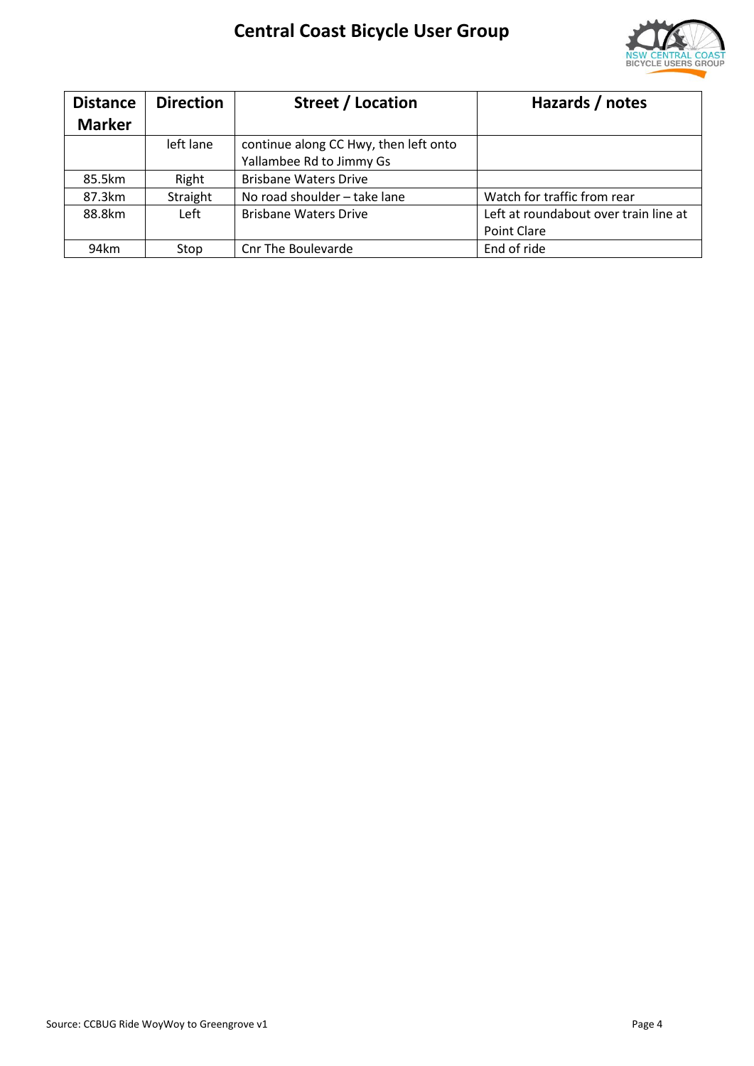| Distance Marker | Direction | Street / Location | Hazards / notes |
|---|---|---|---|
| | left lane | continue along CC Hwy, then left onto Yallambee Rd to Jimmy Gs | |
| 85.5km | Right | Brisbane Waters Drive | |
| 87.3km | Straight | No road shoulder – take lane | Watch for traffic from rear |
| 88.8km | Left | Brisbane Waters Drive | Left at roundabout over train line at Point Clare |
| 94km | Stop | Cnr The Boulevarde | End of ride |